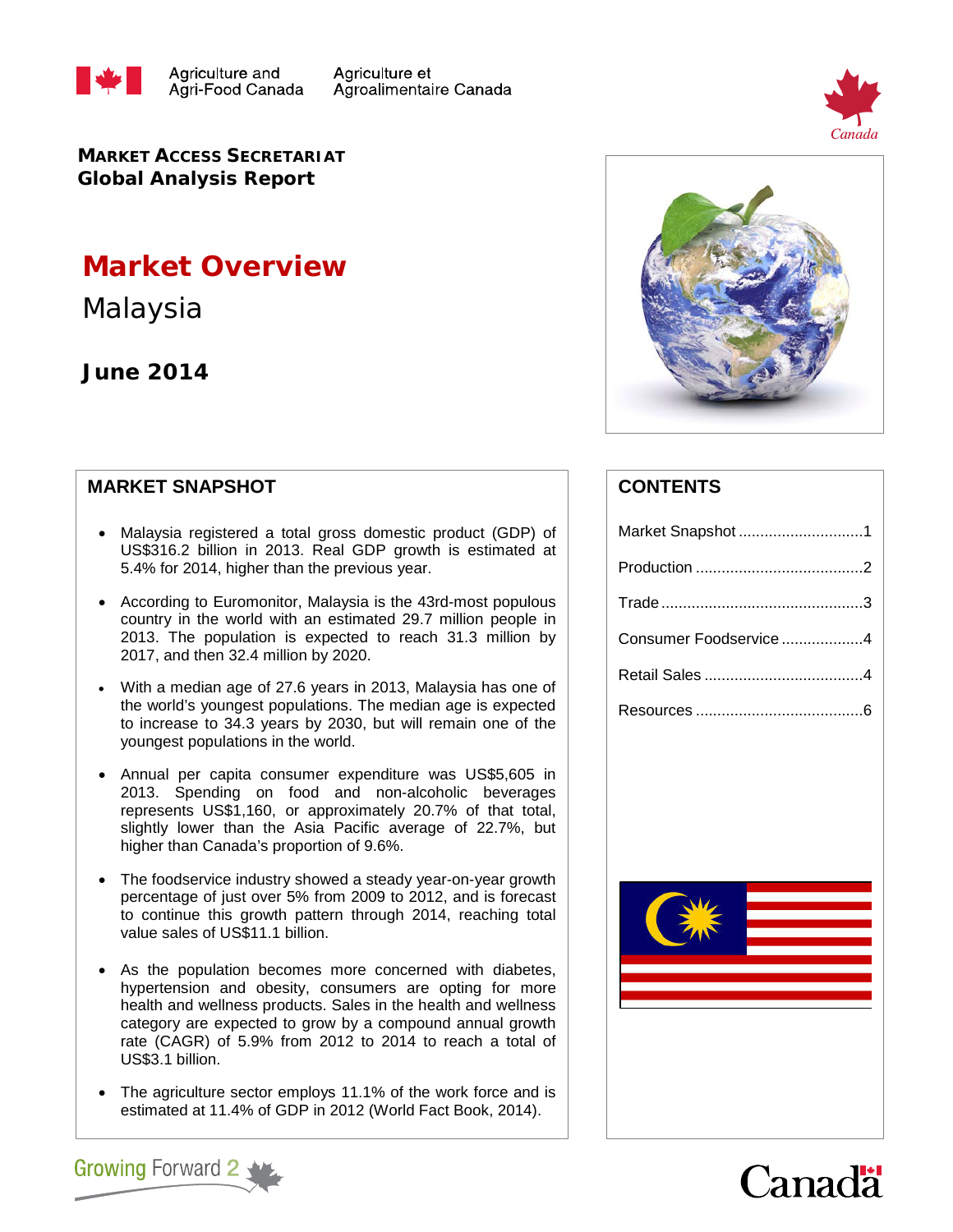Agriculture and Agri-Food Canada Agriculture et Agroalimentaire Canada

**MARKET ACCESS SECRETARIAT**
**Global Analysis Report**

# Market Overview

## Malaysia

### June 2014

## MARKET SNAPSHOT

- Malaysia registered a total gross domestic product (GDP) of US$316.2 billion in 2013. Real GDP growth is estimated at 5.4% for 2014, higher than the previous year.
- According to Euromonitor, Malaysia is the 43rd-most populous country in the world with an estimated 29.7 million people in 2013. The population is expected to reach 31.3 million by 2017, and then 32.4 million by 2020.
- With a median age of 27.6 years in 2013, Malaysia has one of the world's youngest populations. The median age is expected to increase to 34.3 years by 2030, but will remain one of the youngest populations in the world.
- Annual per capita consumer expenditure was US$5,605 in 2013. Spending on food and non-alcoholic beverages represents US$1,160, or approximately 20.7% of that total, slightly lower than the Asia Pacific average of 22.7%, but higher than Canada's proportion of 9.6%.
- The foodservice industry showed a steady year-on-year growth percentage of just over 5% from 2009 to 2012, and is forecast to continue this growth pattern through 2014, reaching total value sales of US$11.1 billion.
- As the population becomes more concerned with diabetes, hypertension and obesity, consumers are opting for more health and wellness products. Sales in the health and wellness category are expected to grow by a compound annual growth rate (CAGR) of 5.9% from 2012 to 2014 to reach a total of US$3.1 billion.
- The agriculture sector employs 11.1% of the work force and is estimated at 11.4% of GDP in 2012 (World Fact Book, 2014).

## CONTENTS

| | |
|---|---|
| Market Snapshot | 1 |
| Production | 2 |
| Trade | 3 |
| Consumer Foodservice | 4 |
| Retail Sales | 4 |
| Resources | 6 |

Growing Forward 2

Canada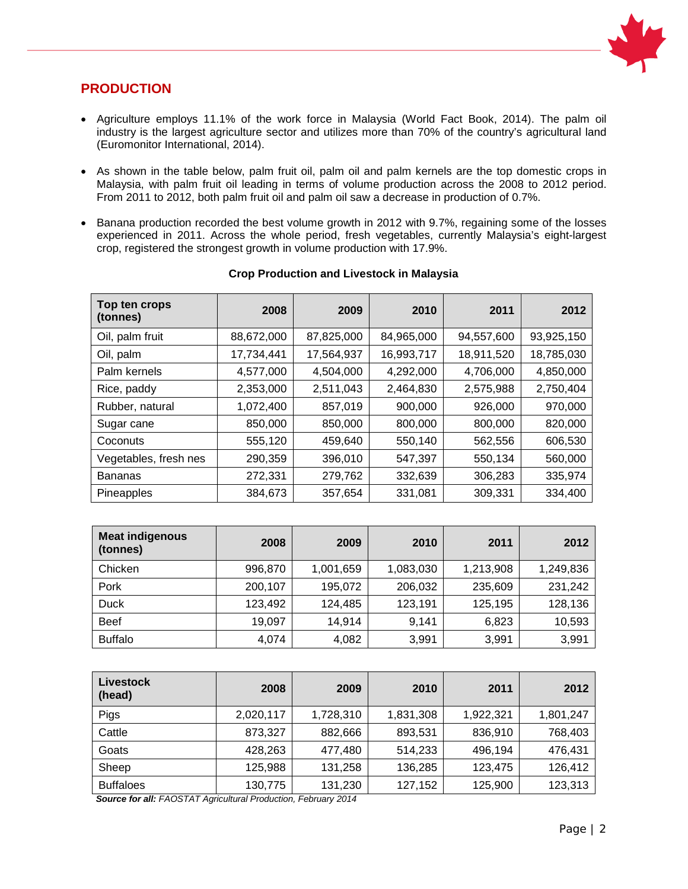## PRODUCTION

- Agriculture employs 11.1% of the work force in Malaysia (World Fact Book, 2014). The palm oil industry is the largest agriculture sector and utilizes more than 70% of the country's agricultural land (Euromonitor International, 2014).
- As shown in the table below, palm fruit oil, palm oil and palm kernels are the top domestic crops in Malaysia, with palm fruit oil leading in terms of volume production across the 2008 to 2012 period. From 2011 to 2012, both palm fruit oil and palm oil saw a decrease in production of 0.7%.
- Banana production recorded the best volume growth in 2012 with 9.7%, regaining some of the losses experienced in 2011. Across the whole period, fresh vegetables, currently Malaysia's eight-largest crop, registered the strongest growth in volume production with 17.9%.

**Crop Production and Livestock in Malaysia**

| Top ten crops (tonnes) | 2008 | 2009 | 2010 | 2011 | 2012 |
|---|---|---|---|---|---|
| Oil, palm fruit | 88,672,000 | 87,825,000 | 84,965,000 | 94,557,600 | 93,925,150 |
| Oil, palm | 17,734,441 | 17,564,937 | 16,993,717 | 18,911,520 | 18,785,030 |
| Palm kernels | 4,577,000 | 4,504,000 | 4,292,000 | 4,706,000 | 4,850,000 |
| Rice, paddy | 2,353,000 | 2,511,043 | 2,464,830 | 2,575,988 | 2,750,404 |
| Rubber, natural | 1,072,400 | 857,019 | 900,000 | 926,000 | 970,000 |
| Sugar cane | 850,000 | 850,000 | 800,000 | 800,000 | 820,000 |
| Coconuts | 555,120 | 459,640 | 550,140 | 562,556 | 606,530 |
| Vegetables, fresh nes | 290,359 | 396,010 | 547,397 | 550,134 | 560,000 |
| Bananas | 272,331 | 279,762 | 332,639 | 306,283 | 335,974 |
| Pineapples | 384,673 | 357,654 | 331,081 | 309,331 | 334,400 |

| Meat indigenous (tonnes) | 2008 | 2009 | 2010 | 2011 | 2012 |
|---|---|---|---|---|---|
| Chicken | 996,870 | 1,001,659 | 1,083,030 | 1,213,908 | 1,249,836 |
| Pork | 200,107 | 195,072 | 206,032 | 235,609 | 231,242 |
| Duck | 123,492 | 124,485 | 123,191 | 125,195 | 128,136 |
| Beef | 19,097 | 14,914 | 9,141 | 6,823 | 10,593 |
| Buffalo | 4,074 | 4,082 | 3,991 | 3,991 | 3,991 |

| Livestock (head) | 2008 | 2009 | 2010 | 2011 | 2012 |
|---|---|---|---|---|---|
| Pigs | 2,020,117 | 1,728,310 | 1,831,308 | 1,922,321 | 1,801,247 |
| Cattle | 873,327 | 882,666 | 893,531 | 836,910 | 768,403 |
| Goats | 428,263 | 477,480 | 514,233 | 496,194 | 476,431 |
| Sheep | 125,988 | 131,258 | 136,285 | 123,475 | 126,412 |
| Buffaloes | 130,775 | 131,230 | 127,152 | 125,900 | 123,313 |

***Source for all:*** *FAOSTAT Agricultural Production, February 2014*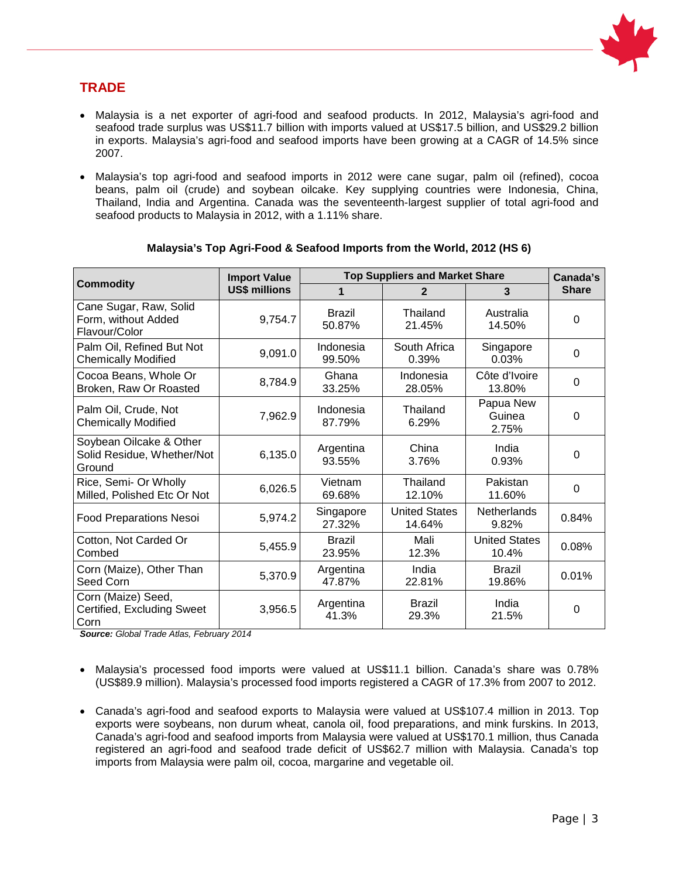## TRADE

- Malaysia is a net exporter of agri-food and seafood products. In 2012, Malaysia's agri-food and seafood trade surplus was US$11.7 billion with imports valued at US$17.5 billion, and US$29.2 billion in exports. Malaysia's agri-food and seafood imports have been growing at a CAGR of 14.5% since 2007.
- Malaysia's top agri-food and seafood imports in 2012 were cane sugar, palm oil (refined), cocoa beans, palm oil (crude) and soybean oilcake. Key supplying countries were Indonesia, China, Thailand, India and Argentina. Canada was the seventeenth-largest supplier of total agri-food and seafood products to Malaysia in 2012, with a 1.11% share.

**Malaysia's Top Agri-Food & Seafood Imports from the World, 2012 (HS 6)**

| Commodity | Import Value US$ millions | Top Suppliers and Market Share | | | Canada's Share |
|---|---|---|---|---|---|
| | | 1 | 2 | 3 | |
| Cane Sugar, Raw, Solid Form, without Added Flavour/Color | 9,754.7 | Brazil 50.87% | Thailand 21.45% | Australia 14.50% | 0 |
| Palm Oil, Refined But Not Chemically Modified | 9,091.0 | Indonesia 99.50% | South Africa 0.39% | Singapore 0.03% | 0 |
| Cocoa Beans, Whole Or Broken, Raw Or Roasted | 8,784.9 | Ghana 33.25% | Indonesia 28.05% | Côte d'Ivoire 13.80% | 0 |
| Palm Oil, Crude, Not Chemically Modified | 7,962.9 | Indonesia 87.79% | Thailand 6.29% | Papua New Guinea 2.75% | 0 |
| Soybean Oilcake & Other Solid Residue, Whether/Not Ground | 6,135.0 | Argentina 93.55% | China 3.76% | India 0.93% | 0 |
| Rice, Semi- Or Wholly Milled, Polished Etc Or Not | 6,026.5 | Vietnam 69.68% | Thailand 12.10% | Pakistan 11.60% | 0 |
| Food Preparations Nesoi | 5,974.2 | Singapore 27.32% | United States 14.64% | Netherlands 9.82% | 0.84% |
| Cotton, Not Carded Or Combed | 5,455.9 | Brazil 23.95% | Mali 12.3% | United States 10.4% | 0.08% |
| Corn (Maize), Other Than Seed Corn | 5,370.9 | Argentina 47.87% | India 22.81% | Brazil 19.86% | 0.01% |
| Corn (Maize) Seed, Certified, Excluding Sweet Corn | 3,956.5 | Argentina 41.3% | Brazil 29.3% | India 21.5% | 0 |

***Source:*** *Global Trade Atlas, February 2014*

- Malaysia's processed food imports were valued at US$11.1 billion. Canada's share was 0.78% (US$89.9 million). Malaysia's processed food imports registered a CAGR of 17.3% from 2007 to 2012.
- Canada's agri-food and seafood exports to Malaysia were valued at US$107.4 million in 2013. Top exports were soybeans, non durum wheat, canola oil, food preparations, and mink furskins. In 2013, Canada's agri-food and seafood imports from Malaysia were valued at US$170.1 million, thus Canada registered an agri-food and seafood trade deficit of US$62.7 million with Malaysia. Canada's top imports from Malaysia were palm oil, cocoa, margarine and vegetable oil.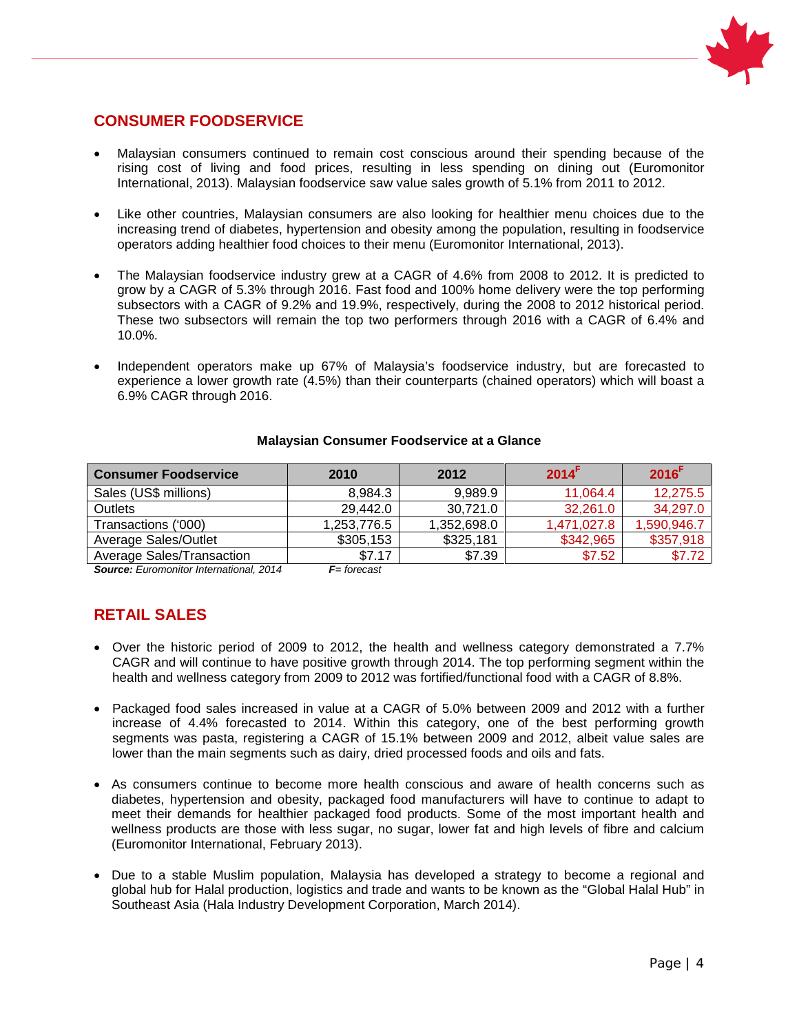## CONSUMER FOODSERVICE

- Malaysian consumers continued to remain cost conscious around their spending because of the rising cost of living and food prices, resulting in less spending on dining out (Euromonitor International, 2013). Malaysian foodservice saw value sales growth of 5.1% from 2011 to 2012.
- Like other countries, Malaysian consumers are also looking for healthier menu choices due to the increasing trend of diabetes, hypertension and obesity among the population, resulting in foodservice operators adding healthier food choices to their menu (Euromonitor International, 2013).
- The Malaysian foodservice industry grew at a CAGR of 4.6% from 2008 to 2012. It is predicted to grow by a CAGR of 5.3% through 2016. Fast food and 100% home delivery were the top performing subsectors with a CAGR of 9.2% and 19.9%, respectively, during the 2008 to 2012 historical period. These two subsectors will remain the top two performers through 2016 with a CAGR of 6.4% and 10.0%.
- Independent operators make up 67% of Malaysia's foodservice industry, but are forecasted to experience a lower growth rate (4.5%) than their counterparts (chained operators) which will boast a 6.9% CAGR through 2016.

**Malaysian Consumer Foodservice at a Glance**

| Consumer Foodservice | 2010 | 2012 | 2014[F] | 2016[F] |
|---|---|---|---|---|
| Sales (US$ millions) | 8,984.3 | 9,989.9 | 11,064.4 | 12,275.5 |
| Outlets | 29,442.0 | 30,721.0 | 32,261.0 | 34,297.0 |
| Transactions ('000) | 1,253,776.5 | 1,352,698.0 | 1,471,027.8 | 1,590,946.7 |
| Average Sales/Outlet | $305,153 | $325,181 | $342,965 | $357,918 |
| Average Sales/Transaction | $7.17 | $7.39 | $7.52 | $7.72 |

***Source:*** *Euromonitor International, 2014* ***F****= forecast*

## RETAIL SALES

- Over the historic period of 2009 to 2012, the health and wellness category demonstrated a 7.7% CAGR and will continue to have positive growth through 2014. The top performing segment within the health and wellness category from 2009 to 2012 was fortified/functional food with a CAGR of 8.8%.
- Packaged food sales increased in value at a CAGR of 5.0% between 2009 and 2012 with a further increase of 4.4% forecasted to 2014. Within this category, one of the best performing growth segments was pasta, registering a CAGR of 15.1% between 2009 and 2012, albeit value sales are lower than the main segments such as dairy, dried processed foods and oils and fats.
- As consumers continue to become more health conscious and aware of health concerns such as diabetes, hypertension and obesity, packaged food manufacturers will have to continue to adapt to meet their demands for healthier packaged food products. Some of the most important health and wellness products are those with less sugar, no sugar, lower fat and high levels of fibre and calcium (Euromonitor International, February 2013).
- Due to a stable Muslim population, Malaysia has developed a strategy to become a regional and global hub for Halal production, logistics and trade and wants to be known as the "Global Halal Hub" in Southeast Asia (Hala Industry Development Corporation, March 2014).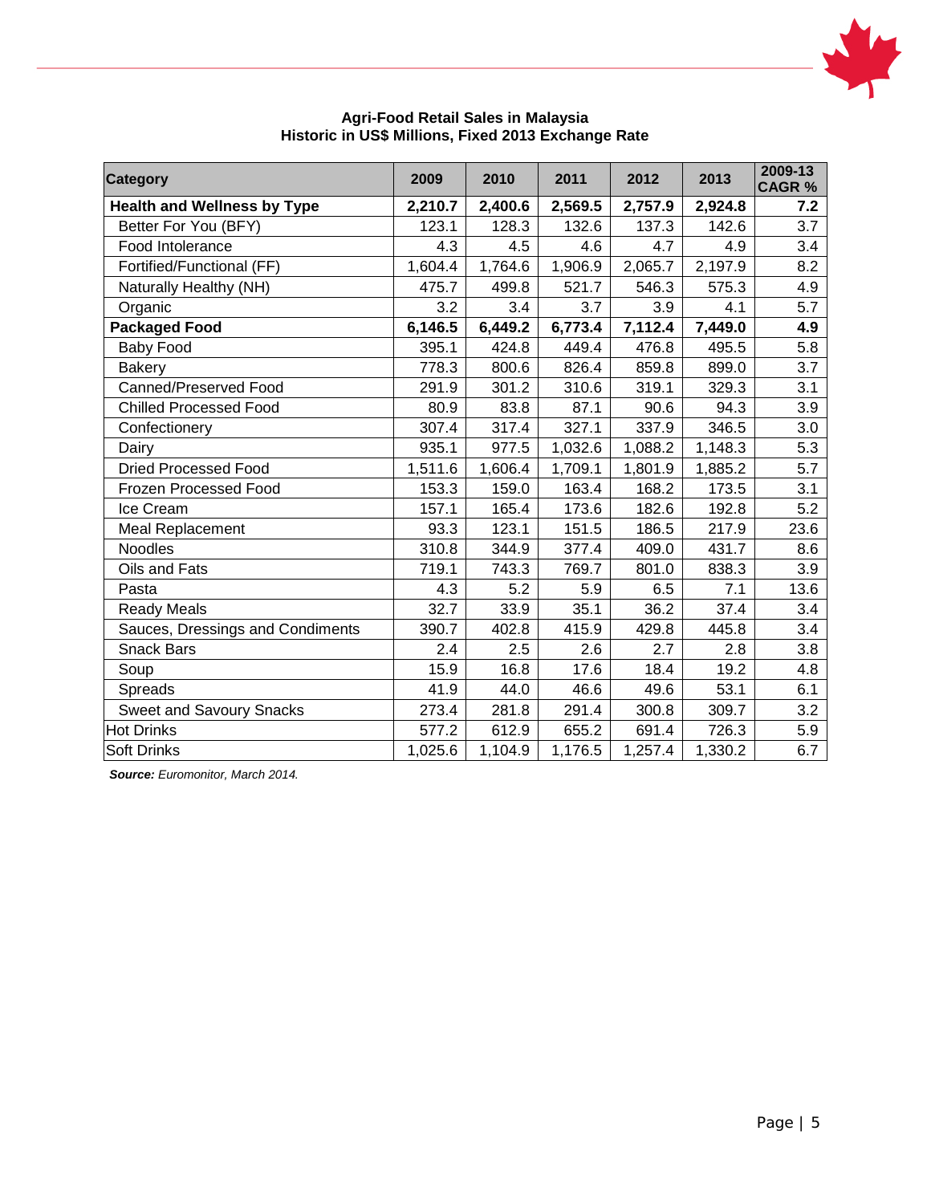**Agri-Food Retail Sales in Malaysia**
**Historic in US$ Millions, Fixed 2013 Exchange Rate**

| Category | 2009 | 2010 | 2011 | 2012 | 2013 | 2009-13 CAGR % |
|---|---|---|---|---|---|---|
| **Health and Wellness by Type** | **2,210.7** | **2,400.6** | **2,569.5** | **2,757.9** | **2,924.8** | **7.2** |
| Better For You (BFY) | 123.1 | 128.3 | 132.6 | 137.3 | 142.6 | 3.7 |
| Food Intolerance | 4.3 | 4.5 | 4.6 | 4.7 | 4.9 | 3.4 |
| Fortified/Functional (FF) | 1,604.4 | 1,764.6 | 1,906.9 | 2,065.7 | 2,197.9 | 8.2 |
| Naturally Healthy (NH) | 475.7 | 499.8 | 521.7 | 546.3 | 575.3 | 4.9 |
| Organic | 3.2 | 3.4 | 3.7 | 3.9 | 4.1 | 5.7 |
| **Packaged Food** | **6,146.5** | **6,449.2** | **6,773.4** | **7,112.4** | **7,449.0** | **4.9** |
| Baby Food | 395.1 | 424.8 | 449.4 | 476.8 | 495.5 | 5.8 |
| Bakery | 778.3 | 800.6 | 826.4 | 859.8 | 899.0 | 3.7 |
| Canned/Preserved Food | 291.9 | 301.2 | 310.6 | 319.1 | 329.3 | 3.1 |
| Chilled Processed Food | 80.9 | 83.8 | 87.1 | 90.6 | 94.3 | 3.9 |
| Confectionery | 307.4 | 317.4 | 327.1 | 337.9 | 346.5 | 3.0 |
| Dairy | 935.1 | 977.5 | 1,032.6 | 1,088.2 | 1,148.3 | 5.3 |
| Dried Processed Food | 1,511.6 | 1,606.4 | 1,709.1 | 1,801.9 | 1,885.2 | 5.7 |
| Frozen Processed Food | 153.3 | 159.0 | 163.4 | 168.2 | 173.5 | 3.1 |
| Ice Cream | 157.1 | 165.4 | 173.6 | 182.6 | 192.8 | 5.2 |
| Meal Replacement | 93.3 | 123.1 | 151.5 | 186.5 | 217.9 | 23.6 |
| Noodles | 310.8 | 344.9 | 377.4 | 409.0 | 431.7 | 8.6 |
| Oils and Fats | 719.1 | 743.3 | 769.7 | 801.0 | 838.3 | 3.9 |
| Pasta | 4.3 | 5.2 | 5.9 | 6.5 | 7.1 | 13.6 |
| Ready Meals | 32.7 | 33.9 | 35.1 | 36.2 | 37.4 | 3.4 |
| Sauces, Dressings and Condiments | 390.7 | 402.8 | 415.9 | 429.8 | 445.8 | 3.4 |
| Snack Bars | 2.4 | 2.5 | 2.6 | 2.7 | 2.8 | 3.8 |
| Soup | 15.9 | 16.8 | 17.6 | 18.4 | 19.2 | 4.8 |
| Spreads | 41.9 | 44.0 | 46.6 | 49.6 | 53.1 | 6.1 |
| Sweet and Savoury Snacks | 273.4 | 281.8 | 291.4 | 300.8 | 309.7 | 3.2 |
| Hot Drinks | 577.2 | 612.9 | 655.2 | 691.4 | 726.3 | 5.9 |
| Soft Drinks | 1,025.6 | 1,104.9 | 1,176.5 | 1,257.4 | 1,330.2 | 6.7 |

***Source:*** *Euromonitor, March 2014.*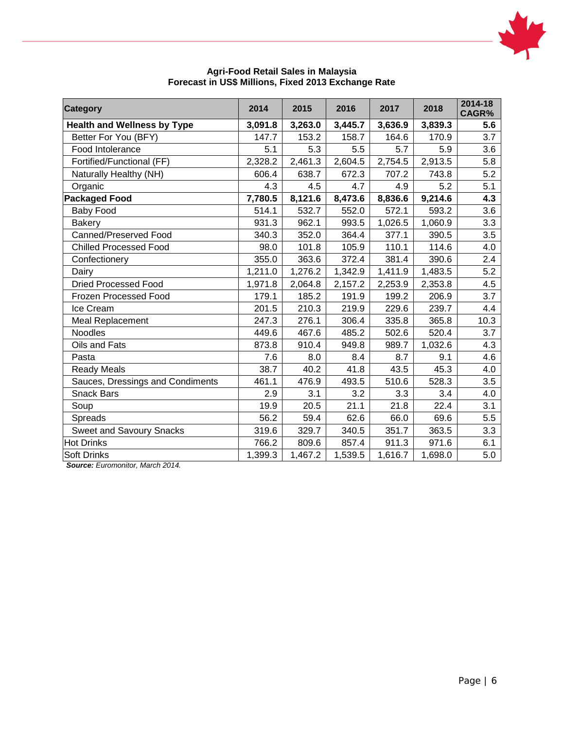**Agri-Food Retail Sales in Malaysia**
**Forecast in US$ Millions, Fixed 2013 Exchange Rate**

| Category | 2014 | 2015 | 2016 | 2017 | 2018 | 2014-18 CAGR% |
|---|---|---|---|---|---|---|
| **Health and Wellness by Type** | **3,091.8** | **3,263.0** | **3,445.7** | **3,636.9** | **3,839.3** | **5.6** |
| Better For You (BFY) | 147.7 | 153.2 | 158.7 | 164.6 | 170.9 | 3.7 |
| Food Intolerance | 5.1 | 5.3 | 5.5 | 5.7 | 5.9 | 3.6 |
| Fortified/Functional (FF) | 2,328.2 | 2,461.3 | 2,604.5 | 2,754.5 | 2,913.5 | 5.8 |
| Naturally Healthy (NH) | 606.4 | 638.7 | 672.3 | 707.2 | 743.8 | 5.2 |
| Organic | 4.3 | 4.5 | 4.7 | 4.9 | 5.2 | 5.1 |
| **Packaged Food** | **7,780.5** | **8,121.6** | **8,473.6** | **8,836.6** | **9,214.6** | **4.3** |
| Baby Food | 514.1 | 532.7 | 552.0 | 572.1 | 593.2 | 3.6 |
| Bakery | 931.3 | 962.1 | 993.5 | 1,026.5 | 1,060.9 | 3.3 |
| Canned/Preserved Food | 340.3 | 352.0 | 364.4 | 377.1 | 390.5 | 3.5 |
| Chilled Processed Food | 98.0 | 101.8 | 105.9 | 110.1 | 114.6 | 4.0 |
| Confectionery | 355.0 | 363.6 | 372.4 | 381.4 | 390.6 | 2.4 |
| Dairy | 1,211.0 | 1,276.2 | 1,342.9 | 1,411.9 | 1,483.5 | 5.2 |
| Dried Processed Food | 1,971.8 | 2,064.8 | 2,157.2 | 2,253.9 | 2,353.8 | 4.5 |
| Frozen Processed Food | 179.1 | 185.2 | 191.9 | 199.2 | 206.9 | 3.7 |
| Ice Cream | 201.5 | 210.3 | 219.9 | 229.6 | 239.7 | 4.4 |
| Meal Replacement | 247.3 | 276.1 | 306.4 | 335.8 | 365.8 | 10.3 |
| Noodles | 449.6 | 467.6 | 485.2 | 502.6 | 520.4 | 3.7 |
| Oils and Fats | 873.8 | 910.4 | 949.8 | 989.7 | 1,032.6 | 4.3 |
| Pasta | 7.6 | 8.0 | 8.4 | 8.7 | 9.1 | 4.6 |
| Ready Meals | 38.7 | 40.2 | 41.8 | 43.5 | 45.3 | 4.0 |
| Sauces, Dressings and Condiments | 461.1 | 476.9 | 493.5 | 510.6 | 528.3 | 3.5 |
| Snack Bars | 2.9 | 3.1 | 3.2 | 3.3 | 3.4 | 4.0 |
| Soup | 19.9 | 20.5 | 21.1 | 21.8 | 22.4 | 3.1 |
| Spreads | 56.2 | 59.4 | 62.6 | 66.0 | 69.6 | 5.5 |
| Sweet and Savoury Snacks | 319.6 | 329.7 | 340.5 | 351.7 | 363.5 | 3.3 |
| Hot Drinks | 766.2 | 809.6 | 857.4 | 911.3 | 971.6 | 6.1 |
| Soft Drinks | 1,399.3 | 1,467.2 | 1,539.5 | 1,616.7 | 1,698.0 | 5.0 |

***Source:*** *Euromonitor, March 2014.*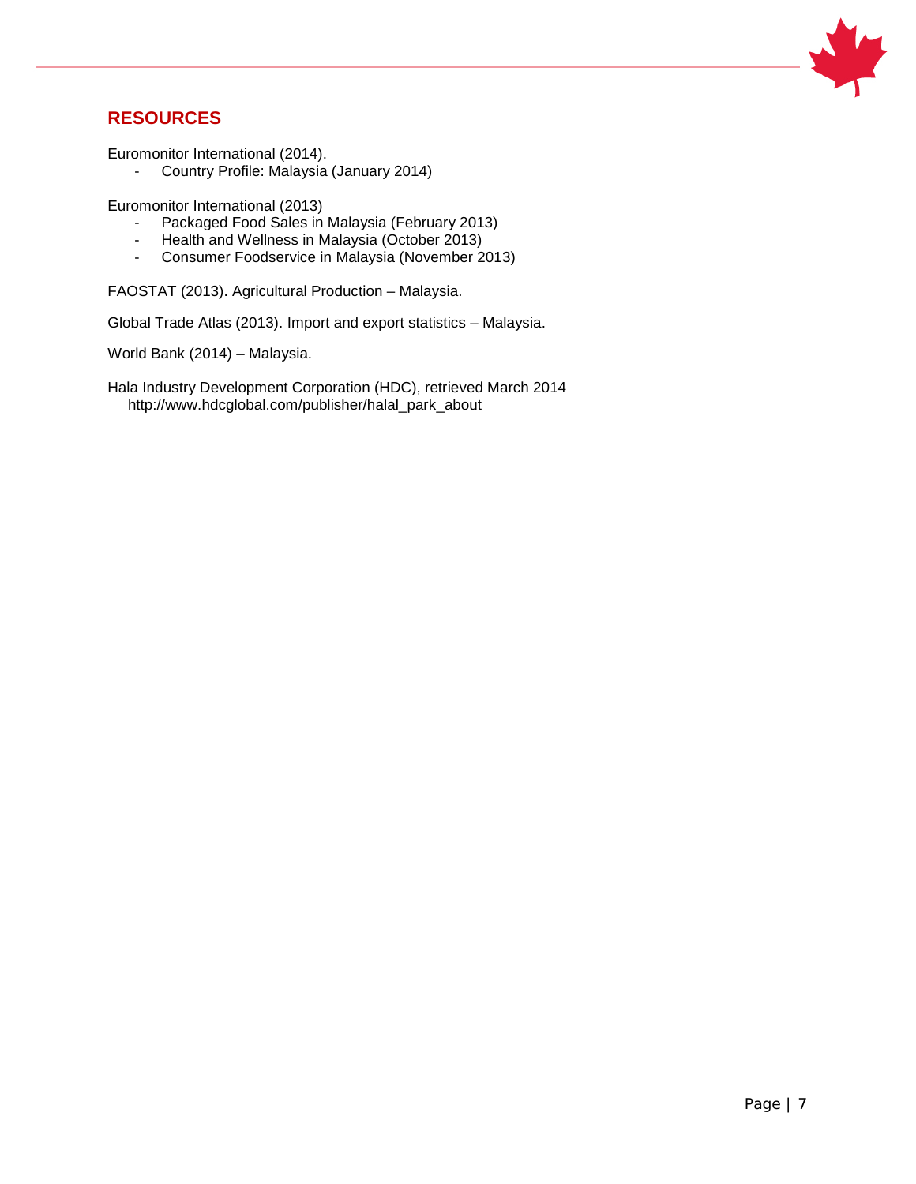## RESOURCES

Euromonitor International (2014).

- Country Profile: Malaysia (January 2014)

Euromonitor International (2013)

- Packaged Food Sales in Malaysia (February 2013)
- Health and Wellness in Malaysia (October 2013)
- Consumer Foodservice in Malaysia (November 2013)

FAOSTAT (2013). Agricultural Production – Malaysia.

Global Trade Atlas (2013). Import and export statistics – Malaysia.

World Bank (2014) – Malaysia.

Hala Industry Development Corporation (HDC), retrieved March 2014
http://www.hdcglobal.com/publisher/halal_park_about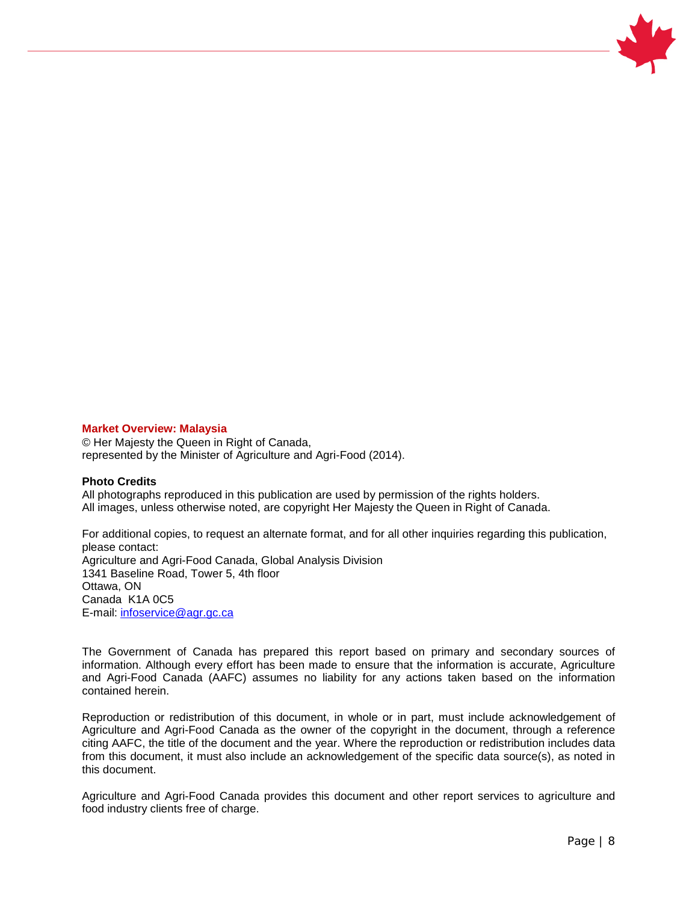**Market Overview: Malaysia**
© Her Majesty the Queen in Right of Canada,
represented by the Minister of Agriculture and Agri-Food (2014).

**Photo Credits**
All photographs reproduced in this publication are used by permission of the rights holders.
All images, unless otherwise noted, are copyright Her Majesty the Queen in Right of Canada.

For additional copies, to request an alternate format, and for all other inquiries regarding this publication, please contact:
Agriculture and Agri-Food Canada, Global Analysis Division
1341 Baseline Road, Tower 5, 4th floor
Ottawa, ON
Canada K1A 0C5
E-mail: infoservice@agr.gc.ca

The Government of Canada has prepared this report based on primary and secondary sources of information. Although every effort has been made to ensure that the information is accurate, Agriculture and Agri-Food Canada (AAFC) assumes no liability for any actions taken based on the information contained herein.

Reproduction or redistribution of this document, in whole or in part, must include acknowledgement of Agriculture and Agri-Food Canada as the owner of the copyright in the document, through a reference citing AAFC, the title of the document and the year. Where the reproduction or redistribution includes data from this document, it must also include an acknowledgement of the specific data source(s), as noted in this document.

Agriculture and Agri-Food Canada provides this document and other report services to agriculture and food industry clients free of charge.